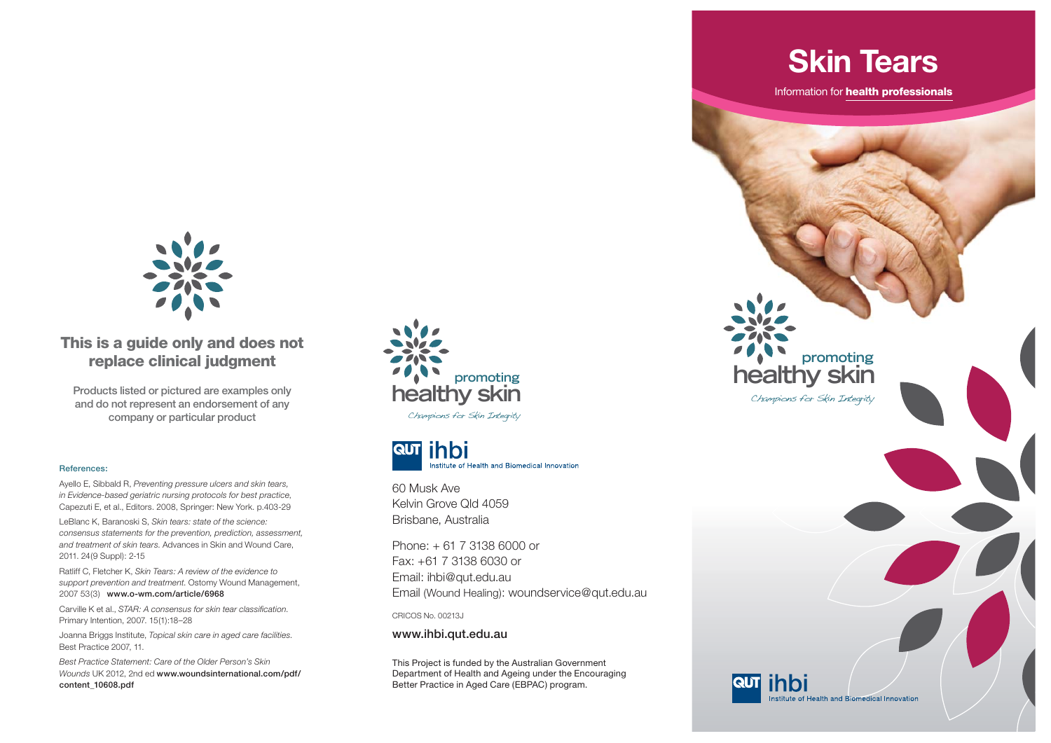# Skin Tears

Information for **health professionals**

promoting healthy skin

*Champions for Skin Integrity*

QUT ihbi Institute of Health and Biomedical Innovation

## This is a guide only and does not replace clinical judgment

Products listed or pictured are examples only and do not represent an endorsement of any company or particular product

**References:**

Ayello E, Sibbald R, *Preventing pressure ulcers and skin tears, in Evidence-based geriatric nursing protocols for best practice,* Capezuti E, et al., Editors. 2008, Springer: New York. p.403-29

LeBlanc K, Baranoski S, *Skin tears: state of the science: consensus statements for the prevention, prediction, assessment, and treatment of skin tears.* Advances in Skin and Wound Care, 2011. 24(9 Suppl): 2-15

Ratliff C, Fletcher K, *Skin Tears: A review of the evidence to support prevention and treatment.* Ostomy Wound Management, 2007 53(3) **www.o-wm.com/article/6968**

Carville K et al., *STAR: A consensus for skin tear classification.* Primary Intention, 2007. 15(1):18–28

Joanna Briggs Institute, *Topical skin care in aged care facilities.* Best Practice 2007, 11.

*Best Practice Statement: Care of the Older Person's Skin Wounds* UK 2012, 2nd ed **www.woundsinternational.com/pdf/content_10608.pdf**

promoting healthy skin

*Champions for Skin Integrity*

QUT ihbi Institute of Health and Biomedical Innovation

60 Musk Ave
Kelvin Grove Qld 4059
Brisbane, Australia

Phone: + 61 7 3138 6000 or
Fax: +61 7 3138 6030 or
Email: ihbi@qut.edu.au
Email (Wound Healing): woundservice@qut.edu.au

CRICOS No. 00213J

**www.ihbi.qut.edu.au**

This Project is funded by the Australian Government Department of Health and Ageing under the Encouraging Better Practice in Aged Care (EBPAC) program.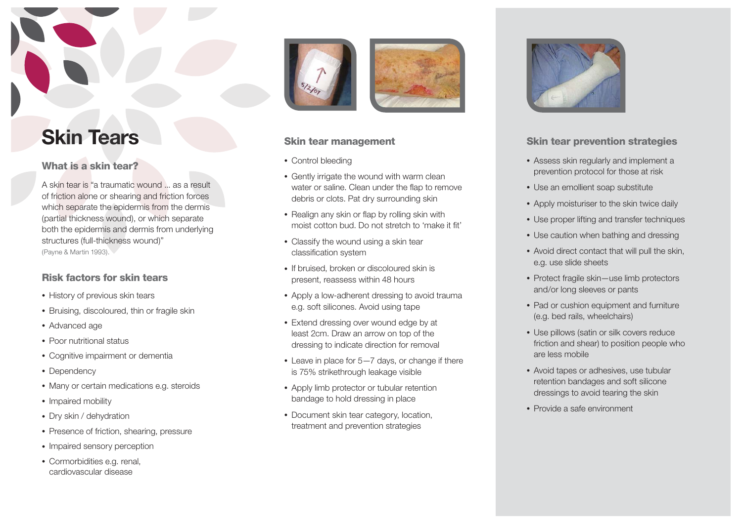# Skin Tears

## What is a skin tear?

A skin tear is "a traumatic wound ... as a result of friction alone or shearing and friction forces which separate the epidermis from the dermis (partial thickness wound), or which separate both the epidermis and dermis from underlying structures (full-thickness wound)"
(Payne & Martin 1993).

## Risk factors for skin tears

- History of previous skin tears
- Bruising, discoloured, thin or fragile skin
- Advanced age
- Poor nutritional status
- Cognitive impairment or dementia
- Dependency
- Many or certain medications e.g. steroids
- Impaired mobility
- Dry skin / dehydration
- Presence of friction, shearing, pressure
- Impaired sensory perception
- Cormorbidities e.g. renal, cardiovascular disease

## Skin tear management

- Control bleeding
- Gently irrigate the wound with warm clean water or saline. Clean under the flap to remove debris or clots. Pat dry surrounding skin
- Realign any skin or flap by rolling skin with moist cotton bud. Do not stretch to 'make it fit'
- Classify the wound using a skin tear classification system
- If bruised, broken or discoloured skin is present, reassess within 48 hours
- Apply a low-adherent dressing to avoid trauma e.g. soft silicones. Avoid using tape
- Extend dressing over wound edge by at least 2cm. Draw an arrow on top of the dressing to indicate direction for removal
- Leave in place for 5—7 days, or change if there is 75% strikethrough leakage visible
- Apply limb protector or tubular retention bandage to hold dressing in place
- Document skin tear category, location, treatment and prevention strategies

## Skin tear prevention strategies

- Assess skin regularly and implement a prevention protocol for those at risk
- Use an emollient soap substitute
- Apply moisturiser to the skin twice daily
- Use proper lifting and transfer techniques
- Use caution when bathing and dressing
- Avoid direct contact that will pull the skin, e.g. use slide sheets
- Protect fragile skin—use limb protectors and/or long sleeves or pants
- Pad or cushion equipment and furniture (e.g. bed rails, wheelchairs)
- Use pillows (satin or silk covers reduce friction and shear) to position people who are less mobile
- Avoid tapes or adhesives, use tubular retention bandages and soft silicone dressings to avoid tearing the skin
- Provide a safe environment